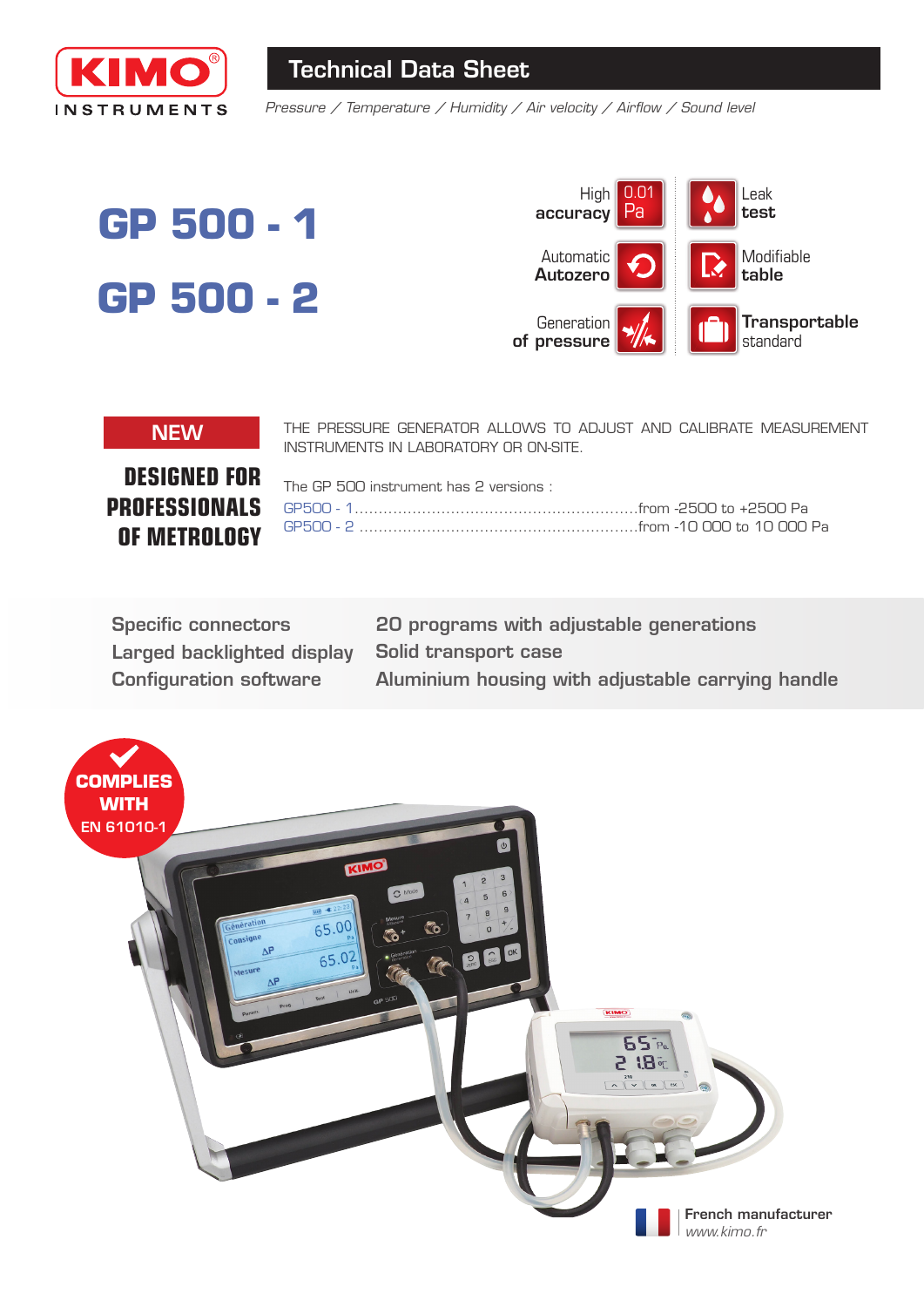KIMO® INSTRUMENTS

# Technical Data Sheet

*Pressure / Temperature / Humidity / Air velocity / Airflow / Sound level*

# GP 500 - 1

# GP 500 - 2

High **accuracy** 0.01 Pa

Automatic **Autozero**

Generation **of pressure**

Leak **test**

Modifiable **table**

**Transportable** standard

**NEW**

## DESIGNED FOR PROFESSIONALS OF METROLOGY

THE PRESSURE GENERATOR ALLOWS TO ADJUST AND CALIBRATE MEASUREMENT INSTRUMENTS IN LABORATORY OR ON-SITE.

The GP 500 instrument has 2 versions :

GP500 - 1.........................................................from -2500 to +2500 Pa
GP500 - 2 ........................................................from -10 000 to 10 000 Pa

- Specific connectors
- Larged backlighted display
- Configuration software
- 20 programs with adjustable generations
- Solid transport case
- Aluminium housing with adjustable carrying handle

**COMPLIES WITH EN 61010-1**

**French manufacturer**
*www.kimo.fr*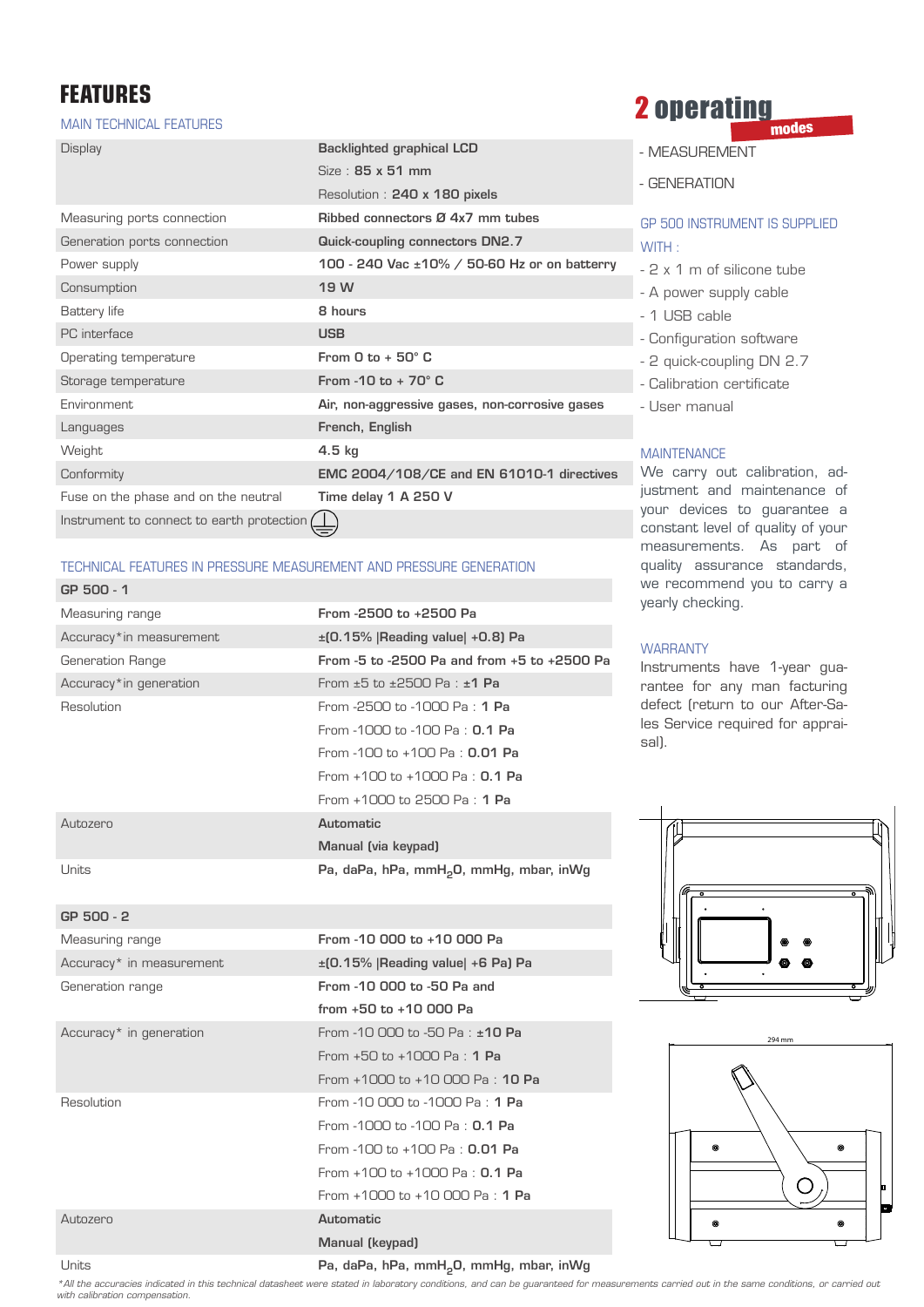# FEATURES

## MAIN TECHNICAL FEATURES

| | |
|---|---|
| Display | **Backlighted graphical LCD**<br>Size : **85 x 51 mm**<br>Resolution : **240 x 180 pixels** |
| Measuring ports connection | **Ribbed connectors Ø 4x7 mm tubes** |
| Generation ports connection | **Quick-coupling connectors DN2.7** |
| Power supply | **100 - 240 Vac ±10% / 50-60 Hz or on batterry** |
| Consumption | **19 W** |
| Battery life | **8 hours** |
| PC interface | **USB** |
| Operating temperature | **From 0 to + 50° C** |
| Storage temperature | **From -10 to + 70° C** |
| Environment | **Air, non-aggressive gases, non-corrosive gases** |
| Languages | **French, English** |
| Weight | **4.5 kg** |
| Conformity | **EMC 2004/108/CE and EN 61010-1 directives** |
| Fuse on the phase and on the neutral | **Time delay 1 A 250 V** |
| Instrument to connect to earth protection ⏚ | |

## TECHNICAL FEATURES IN PRESSURE MEASUREMENT AND PRESSURE GENERATION

| **GP 500 - 1** | |
|---|---|
| Measuring range | **From -2500 to +2500 Pa** |
| Accuracy*in measurement | **±(0.15% \|Reading value\| +0.8) Pa** |
| Generation Range | **From -5 to -2500 Pa and from +5 to +2500 Pa** |
| Accuracy*in generation | From ±5 to ±2500 Pa : **±1 Pa** |
| Resolution | From -2500 to -1000 Pa : **1 Pa**<br>From -1000 to -100 Pa : **0.1 Pa**<br>From -100 to +100 Pa : **0.01 Pa**<br>From +100 to +1000 Pa : **0.1 Pa**<br>From +1000 to 2500 Pa : **1 Pa** |
| Autozero | **Automatic**<br>**Manual (via keypad)** |
| Units | **Pa, daPa, hPa, $mmH_2O$, mmHg, mbar, inWg** |

| **GP 500 - 2** | |
|---|---|
| Measuring range | **From -10 000 to +10 000 Pa** |
| Accuracy* in measurement | **±(0.15% \|Reading value\| +6 Pa) Pa** |
| Generation range | **From -10 000 to -50 Pa and**<br>**from +50 to +10 000 Pa** |
| Accuracy* in generation | From -10 000 to -50 Pa : **±10 Pa**<br>From +50 to +1000 Pa : **1 Pa**<br>From +1000 to +10 000 Pa : **10 Pa** |
| Resolution | From -10 000 to -1000 Pa : **1 Pa**<br>From -1000 to -100 Pa : **0.1 Pa**<br>From -100 to +100 Pa : **0.01 Pa**<br>From +100 to +1000 Pa : **0.1 Pa**<br>From +1000 to +10 000 Pa : **1 Pa** |
| Autozero | **Automatic**<br>**Manual (keypad)** |
| Units | **Pa, daPa, hPa, $mmH_2O$, mmHg, mbar, inWg** |

*All the accuracies indicated in this technical datasheet were stated in laboratory conditions, and can be guaranteed for measurements carried out in the same conditions, or carried out with calibration compensation.*

## 2 operating modes

- MEASUREMENT
- GENERATION

## GP 500 INSTRUMENT IS SUPPLIED WITH :

- 2 x 1 m of silicone tube
- A power supply cable
- 1 USB cable
- Configuration software
- 2 quick-coupling DN 2.7
- Calibration certificate
- User manual

## MAINTENANCE

We carry out calibration, adjustment and maintenance of your devices to guarantee a constant level of quality of your measurements. As part of quality assurance standards, we recommend you to carry a yearly checking.

## WARRANTY

Instruments have 1-year guarantee for any man facturing defect (return to our After-Sales Service required for appraisal).

294 mm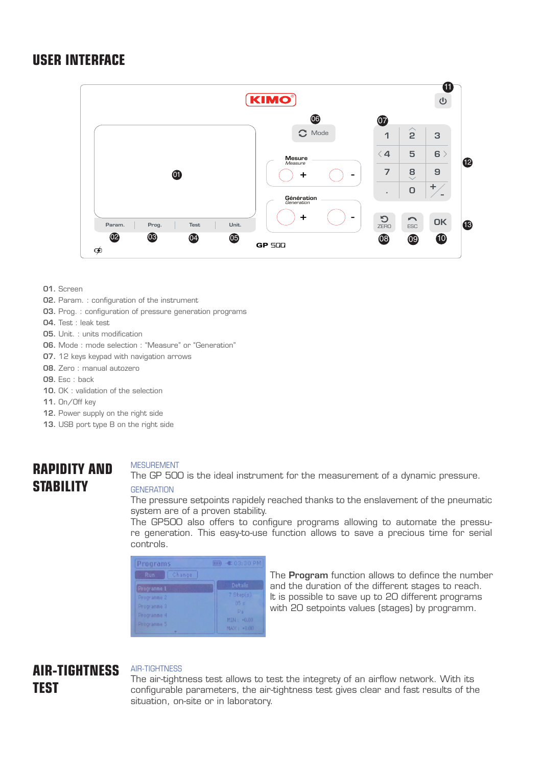## USER INTERFACE

01. Screen
02. Param. : configuration of the instrument
03. Prog. : configuration of pressure generation programs
04. Test : leak test
05. Unit. : units modification
06. Mode : mode selection : "Measure" or "Generation"
07. 12 keys keypad with navigation arrows
08. Zero : manual autozero
09. Esc : back
10. OK : validation of the selection
11. On/Off key
12. Power supply on the right side
13. USB port type B on the right side

## RAPIDITY AND STABILITY

MESUREMENT

The GP 500 is the ideal instrument for the measurement of a dynamic pressure.

GENERATION

The pressure setpoints rapidely reached thanks to the enslavement of the pneumatic system are of a proven stability.
The GP500 also offers to configure programs allowing to automate the pressure generation. This easy-to-use function allows to save a precious time for serial controls.

The **Program** function allows to defince the number and the duration of the different stages to reach.
It is possible to save up to 20 different programs with 20 setpoints values (stages) by programm.

## AIR-TIGHTNESS TEST

AIR-TIGHTNESS

The air-tightness test allows to test the integrety of an airflow network. With its configurable parameters, the air-tightness test gives clear and fast results of the situation, on-site or in laboratory.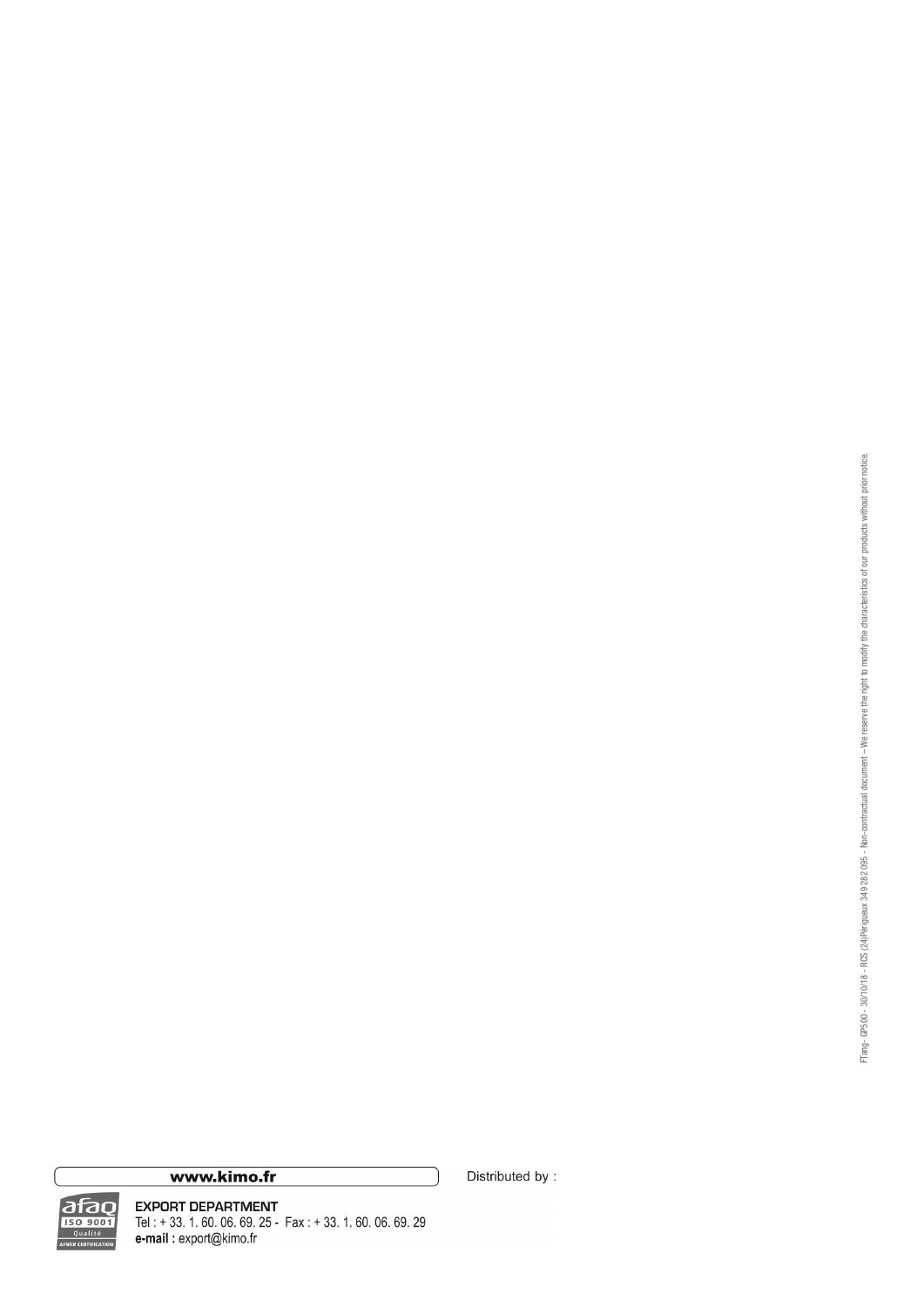FTang - GP500 - 30/10/18 - RCS (24) Périgueux 349 282 095 - Non-contractual document – We reserve the right to modify the characteristics of our products without prior notice.

**www.kimo.fr**

Distributed by :

afaq ISO 9001 Qualité AFNOR CERTIFICATION

**EXPORT DEPARTMENT**

Tel : + 33. 1. 60. 06. 69. 25 - Fax : + 33. 1. 60. 06. 69. 29

**e-mail :** export@kimo.fr